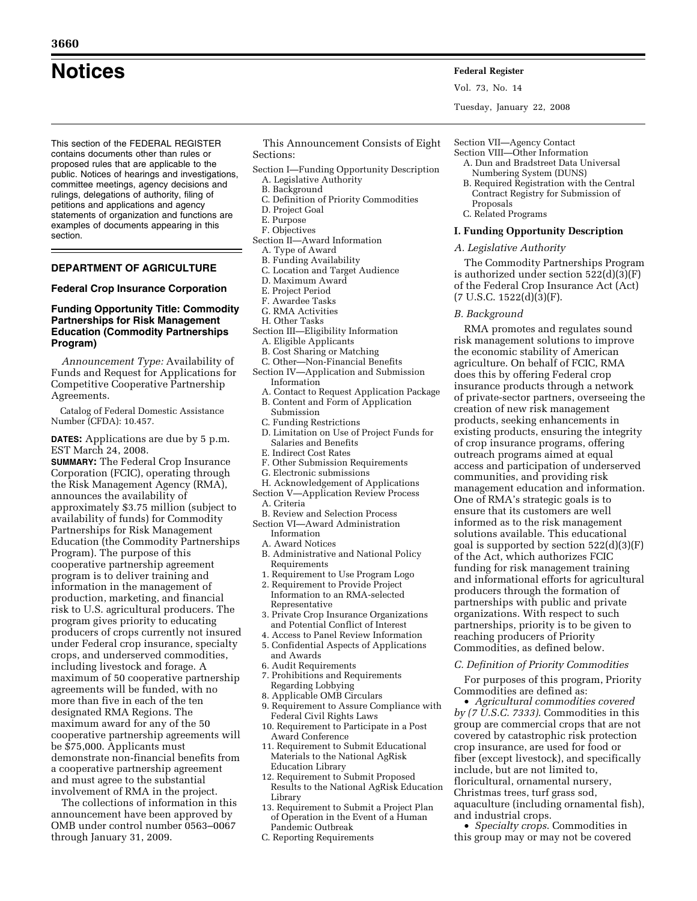# Notices

This section of the FEDERAL REGISTER contains documents other than rules or proposed rules that are applicable to the public. Notices of hearings and investigations, committee meetings, agency decisions and rulings, delegations of authority, filing of petitions and applications and agency statements of organization and functions are examples of documents appearing in this section.

## DEPARTMENT OF AGRICULTURE

### Federal Crop Insurance Corporation

### Funding Opportunity Title: Commodity Partnerships for Risk Management Education (Commodity Partnerships Program)

*Announcement Type:* Availability of Funds and Request for Applications for Competitive Cooperative Partnership Agreements.

Catalog of Federal Domestic Assistance Number (CFDA): 10.457.

**DATES:** Applications are due by 5 p.m. EST March 24, 2008.

**SUMMARY:** The Federal Crop Insurance Corporation (FCIC), operating through the Risk Management Agency (RMA), announces the availability of approximately $3.75 million (subject to availability of funds) for Commodity Partnerships for Risk Management Education (the Commodity Partnerships Program). The purpose of this cooperative partnership agreement program is to deliver training and information in the management of production, marketing, and financial risk to U.S. agricultural producers. The program gives priority to educating producers of crops currently not insured under Federal crop insurance, specialty crops, and underserved commodities, including livestock and forage. A maximum of 50 cooperative partnership agreements will be funded, with no more than five in each of the ten designated RMA Regions. The maximum award for any of the 50 cooperative partnership agreements will be $75,000. Applicants must demonstrate non-financial benefits from a cooperative partnership agreement and must agree to the substantial involvement of RMA in the project.

The collections of information in this announcement have been approved by OMB under control number 0563–0067 through January 31, 2009.

This Announcement Consists of Eight Sections:

Section I—Funding Opportunity Description
- A. Legislative Authority
- B. Background
- C. Definition of Priority Commodities
- D. Project Goal
- E. Purpose
- F. Objectives

Section II—Award Information
- A. Type of Award
- B. Funding Availability
- C. Location and Target Audience
- D. Maximum Award
- E. Project Period
- F. Awardee Tasks
- G. RMA Activities
- H. Other Tasks

Section III—Eligibility Information
- A. Eligible Applicants
- B. Cost Sharing or Matching
- C. Other—Non-Financial Benefits

Section IV—Application and Submission Information
- A. Contact to Request Application Package
- B. Content and Form of Application Submission
- C. Funding Restrictions
- D. Limitation on Use of Project Funds for Salaries and Benefits
- E. Indirect Cost Rates
- F. Other Submission Requirements
- G. Electronic submissions
- H. Acknowledgement of Applications

Section V—Application Review Process
- A. Criteria
- B. Review and Selection Process

Section VI—Award Administration Information
- A. Award Notices
- B. Administrative and National Policy Requirements
  1. Requirement to Use Program Logo
  2. Requirement to Provide Project Information to an RMA-selected Representative
  3. Private Crop Insurance Organizations and Potential Conflict of Interest
  4. Access to Panel Review Information
  5. Confidential Aspects of Applications and Awards
  6. Audit Requirements
  7. Prohibitions and Requirements Regarding Lobbying
  8. Applicable OMB Circulars
  9. Requirement to Assure Compliance with Federal Civil Rights Laws
  10. Requirement to Participate in a Post Award Conference
  11. Requirement to Submit Educational Materials to the National AgRisk Education Library
  12. Requirement to Submit Proposed Results to the National AgRisk Education Library
  13. Requirement to Submit a Project Plan of Operation in the Event of a Human Pandemic Outbreak
- C. Reporting Requirements

Section VII—Agency Contact

Section VIII—Other Information
- A. Dun and Bradstreet Data Universal Numbering System (DUNS)
- B. Required Registration with the Central Contract Registry for Submission of Proposals
- C. Related Programs

## I. Funding Opportunity Description

### A. Legislative Authority

The Commodity Partnerships Program is authorized under section 522(d)(3)(F) of the Federal Crop Insurance Act (Act) (7 U.S.C. 1522(d)(3)(F).

### B. Background

RMA promotes and regulates sound risk management solutions to improve the economic stability of American agriculture. On behalf of FCIC, RMA does this by offering Federal crop insurance products through a network of private-sector partners, overseeing the creation of new risk management products, seeking enhancements in existing products, ensuring the integrity of crop insurance programs, offering outreach programs aimed at equal access and participation of underserved communities, and providing risk management education and information. One of RMA's strategic goals is to ensure that its customers are well informed as to the risk management solutions available. This educational goal is supported by section 522(d)(3)(F) of the Act, which authorizes FCIC funding for risk management training and informational efforts for agricultural producers through the formation of partnerships with public and private organizations. With respect to such partnerships, priority is to be given to reaching producers of Priority Commodities, as defined below.

### C. Definition of Priority Commodities

For purposes of this program, Priority Commodities are defined as:

- *Agricultural commodities covered by (7 U.S.C. 7333)*. Commodities in this group are commercial crops that are not covered by catastrophic risk protection crop insurance, are used for food or fiber (except livestock), and specifically include, but are not limited to, floricultural, ornamental nursery, Christmas trees, turf grass sod, aquaculture (including ornamental fish), and industrial crops.
- *Specialty crops*. Commodities in this group may or may not be covered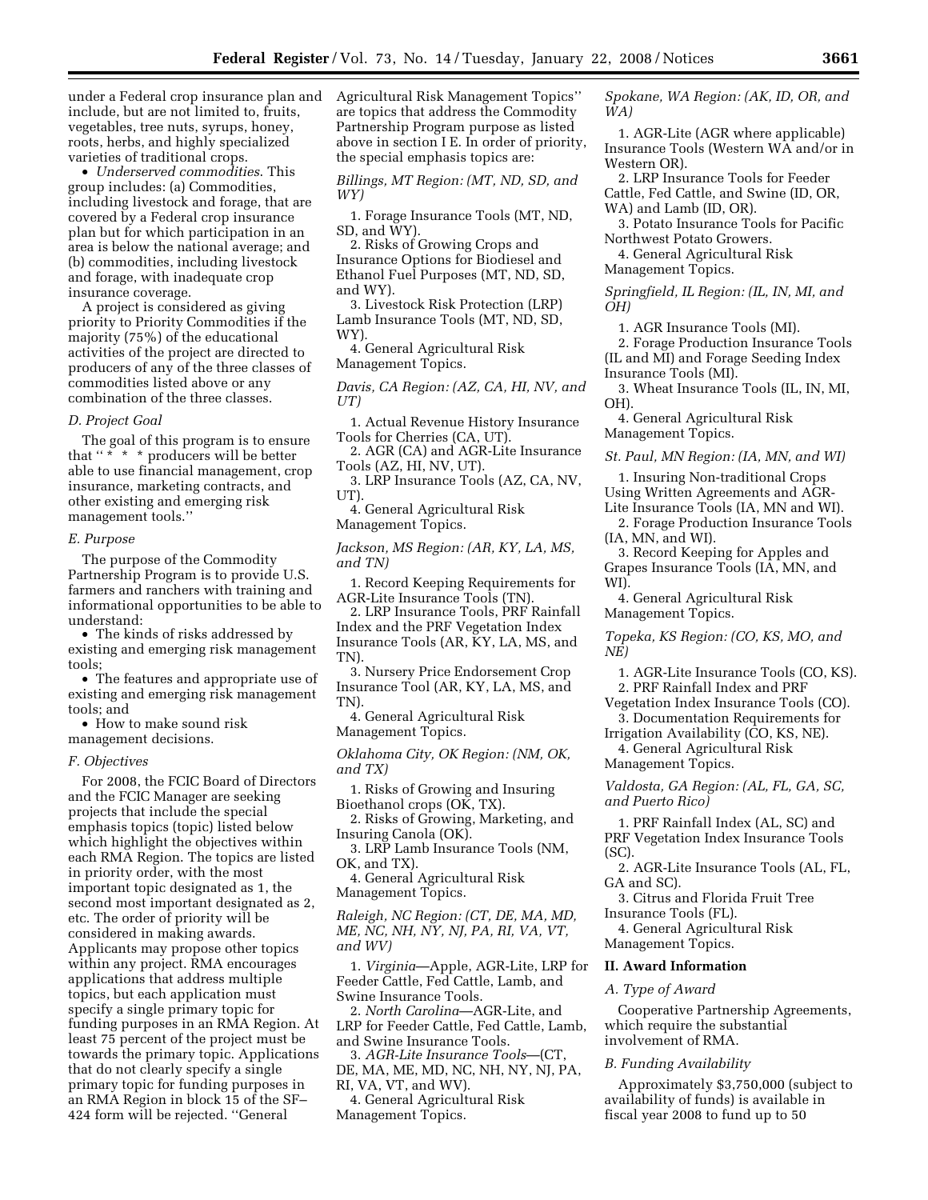under a Federal crop insurance plan and include, but are not limited to, fruits, vegetables, tree nuts, syrups, honey, roots, herbs, and highly specialized varieties of traditional crops.

- *Underserved commodities.* This group includes: (a) Commodities, including livestock and forage, that are covered by a Federal crop insurance plan but for which participation in an area is below the national average; and (b) commodities, including livestock and forage, with inadequate crop insurance coverage.

A project is considered as giving priority to Priority Commodities if the majority (75%) of the educational activities of the project are directed to producers of any of the three classes of commodities listed above or any combination of the three classes.

### D. Project Goal

The goal of this program is to ensure that "* * * producers will be better able to use financial management, crop insurance, marketing contracts, and other existing and emerging risk management tools."

### E. Purpose

The purpose of the Commodity Partnership Program is to provide U.S. farmers and ranchers with training and informational opportunities to be able to understand:

- The kinds of risks addressed by existing and emerging risk management tools;
- The features and appropriate use of existing and emerging risk management tools; and
- How to make sound risk management decisions.

### F. Objectives

For 2008, the FCIC Board of Directors and the FCIC Manager are seeking projects that include the special emphasis topics (topic) listed below which highlight the objectives within each RMA Region. The topics are listed in priority order, with the most important topic designated as 1, the second most important designated as 2, etc. The order of priority will be considered in making awards. Applicants may propose other topics within any project. RMA encourages applications that address multiple topics, but each application must specify a single primary topic for funding purposes in an RMA Region. At least 75 percent of the project must be towards the primary topic. Applications that do not clearly specify a single primary topic for funding purposes in an RMA Region in block 15 of the SF–424 form will be rejected. "General Agricultural Risk Management Topics" are topics that address the Commodity Partnership Program purpose as listed above in section I E. In order of priority, the special emphasis topics are:

*Billings, MT Region: (MT, ND, SD, and WY)*

1. Forage Insurance Tools (MT, ND, SD, and WY).
2. Risks of Growing Crops and Insurance Options for Biodiesel and Ethanol Fuel Purposes (MT, ND, SD, and WY).
3. Livestock Risk Protection (LRP) Lamb Insurance Tools (MT, ND, SD, WY).
4. General Agricultural Risk Management Topics.

*Davis, CA Region: (AZ, CA, HI, NV, and UT)*

1. Actual Revenue History Insurance Tools for Cherries (CA, UT).
2. AGR (CA) and AGR-Lite Insurance Tools (AZ, HI, NV, UT).
3. LRP Insurance Tools (AZ, CA, NV, UT).
4. General Agricultural Risk Management Topics.

*Jackson, MS Region: (AR, KY, LA, MS, and TN)*

1. Record Keeping Requirements for AGR-Lite Insurance Tools (TN).
2. LRP Insurance Tools, PRF Rainfall Index and the PRF Vegetation Index Insurance Tools (AR, KY, LA, MS, and TN).
3. Nursery Price Endorsement Crop Insurance Tool (AR, KY, LA, MS, and TN).
4. General Agricultural Risk Management Topics.

*Oklahoma City, OK Region: (NM, OK, and TX)*

1. Risks of Growing and Insuring Bioethanol crops (OK, TX).
2. Risks of Growing, Marketing, and Insuring Canola (OK).
3. LRP Lamb Insurance Tools (NM, OK, and TX).
4. General Agricultural Risk Management Topics.

*Raleigh, NC Region: (CT, DE, MA, MD, ME, NC, NH, NY, NJ, PA, RI, VA, VT, and WV)*

1. *Virginia*—Apple, AGR-Lite, LRP for Feeder Cattle, Fed Cattle, Lamb, and Swine Insurance Tools.
2. *North Carolina*—AGR-Lite, and LRP for Feeder Cattle, Fed Cattle, Lamb, and Swine Insurance Tools.
3. *AGR-Lite Insurance Tools*—(CT, DE, MA, ME, MD, NC, NH, NY, NJ, PA, RI, VA, VT, and WV).
4. General Agricultural Risk Management Topics.

*Spokane, WA Region: (AK, ID, OR, and WA)*

1. AGR-Lite (AGR where applicable) Insurance Tools (Western WA and/or in Western OR).
2. LRP Insurance Tools for Feeder Cattle, Fed Cattle, and Swine (ID, OR, WA) and Lamb (ID, OR).
3. Potato Insurance Tools for Pacific Northwest Potato Growers.
4. General Agricultural Risk Management Topics.

*Springfield, IL Region: (IL, IN, MI, and OH)*

1. AGR Insurance Tools (MI).
2. Forage Production Insurance Tools (IL and MI) and Forage Seeding Index Insurance Tools (MI).
3. Wheat Insurance Tools (IL, IN, MI, OH).
4. General Agricultural Risk Management Topics.

*St. Paul, MN Region: (IA, MN, and WI)*

1. Insuring Non-traditional Crops Using Written Agreements and AGR-Lite Insurance Tools (IA, MN and WI).
2. Forage Production Insurance Tools (IA, MN, and WI).
3. Record Keeping for Apples and Grapes Insurance Tools (IA, MN, and WI).
4. General Agricultural Risk Management Topics.

*Topeka, KS Region: (CO, KS, MO, and NE)*

1. AGR-Lite Insurance Tools (CO, KS).
2. PRF Rainfall Index and PRF Vegetation Index Insurance Tools (CO).
3. Documentation Requirements for Irrigation Availability (CO, KS, NE).
4. General Agricultural Risk Management Topics.

*Valdosta, GA Region: (AL, FL, GA, SC, and Puerto Rico)*

1. PRF Rainfall Index (AL, SC) and PRF Vegetation Index Insurance Tools (SC).
2. AGR-Lite Insurance Tools (AL, FL, GA and SC).
3. Citrus and Florida Fruit Tree Insurance Tools (FL).
4. General Agricultural Risk Management Topics.

## II. Award Information

### A. Type of Award

Cooperative Partnership Agreements, which require the substantial involvement of RMA.

### B. Funding Availability

Approximately $3,750,000 (subject to availability of funds) is available in fiscal year 2008 to fund up to 50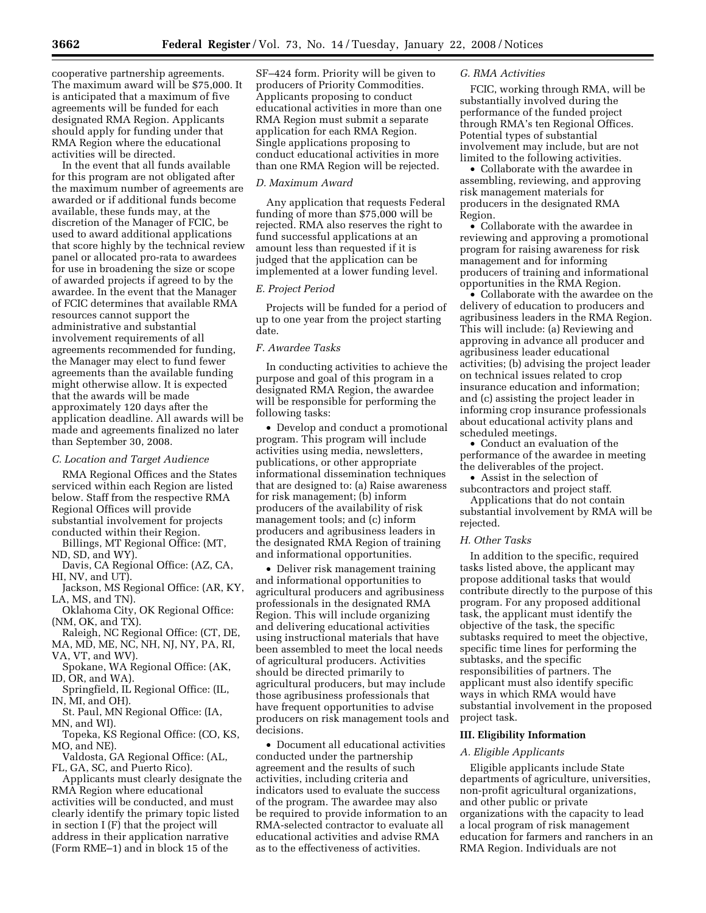cooperative partnership agreements. The maximum award will be $75,000. It is anticipated that a maximum of five agreements will be funded for each designated RMA Region. Applicants should apply for funding under that RMA Region where the educational activities will be directed.

In the event that all funds available for this program are not obligated after the maximum number of agreements are awarded or if additional funds become available, these funds may, at the discretion of the Manager of FCIC, be used to award additional applications that score highly by the technical review panel or allocated pro-rata to awardees for use in broadening the size or scope of awarded projects if agreed to by the awardee. In the event that the Manager of FCIC determines that available RMA resources cannot support the administrative and substantial involvement requirements of all agreements recommended for funding, the Manager may elect to fund fewer agreements than the available funding might otherwise allow. It is expected that the awards will be made approximately 120 days after the application deadline. All awards will be made and agreements finalized no later than September 30, 2008.

### *C. Location and Target Audience*

RMA Regional Offices and the States serviced within each Region are listed below. Staff from the respective RMA Regional Offices will provide substantial involvement for projects conducted within their Region.

Billings, MT Regional Office: (MT, ND, SD, and WY).

Davis, CA Regional Office: (AZ, CA, HI, NV, and UT).

Jackson, MS Regional Office: (AR, KY, LA, MS, and TN).

Oklahoma City, OK Regional Office: (NM, OK, and TX).

Raleigh, NC Regional Office: (CT, DE, MA, MD, ME, NC, NH, NJ, NY, PA, RI, VA, VT, and WV).

Spokane, WA Regional Office: (AK, ID, OR, and WA).

Springfield, IL Regional Office: (IL, IN, MI, and OH).

St. Paul, MN Regional Office: (IA, MN, and WI).

Topeka, KS Regional Office: (CO, KS, MO, and NE).

Valdosta, GA Regional Office: (AL, FL, GA, SC, and Puerto Rico).

Applicants must clearly designate the RMA Region where educational activities will be conducted, and must clearly identify the primary topic listed in section I (F) that the project will address in their application narrative (Form RME–1) and in block 15 of the SF–424 form. Priority will be given to producers of Priority Commodities. Applicants proposing to conduct educational activities in more than one RMA Region must submit a separate application for each RMA Region. Single applications proposing to conduct educational activities in more than one RMA Region will be rejected.

### *D. Maximum Award*

Any application that requests Federal funding of more than $75,000 will be rejected. RMA also reserves the right to fund successful applications at an amount less than requested if it is judged that the application can be implemented at a lower funding level.

### *E. Project Period*

Projects will be funded for a period of up to one year from the project starting date.

### *F. Awardee Tasks*

In conducting activities to achieve the purpose and goal of this program in a designated RMA Region, the awardee will be responsible for performing the following tasks:

- Develop and conduct a promotional program. This program will include activities using media, newsletters, publications, or other appropriate informational dissemination techniques that are designed to: (a) Raise awareness for risk management; (b) inform producers of the availability of risk management tools; and (c) inform producers and agribusiness leaders in the designated RMA Region of training and informational opportunities.
- Deliver risk management training and informational opportunities to agricultural producers and agribusiness professionals in the designated RMA Region. This will include organizing and delivering educational activities using instructional materials that have been assembled to meet the local needs of agricultural producers. Activities should be directed primarily to agricultural producers, but may include those agribusiness professionals that have frequent opportunities to advise producers on risk management tools and decisions.
- Document all educational activities conducted under the partnership agreement and the results of such activities, including criteria and indicators used to evaluate the success of the program. The awardee may also be required to provide information to an RMA-selected contractor to evaluate all educational activities and advise RMA as to the effectiveness of activities.

### *G. RMA Activities*

FCIC, working through RMA, will be substantially involved during the performance of the funded project through RMA's ten Regional Offices. Potential types of substantial involvement may include, but are not limited to the following activities.

- Collaborate with the awardee in assembling, reviewing, and approving risk management materials for producers in the designated RMA Region.
- Collaborate with the awardee in reviewing and approving a promotional program for raising awareness for risk management and for informing producers of training and informational opportunities in the RMA Region.
- Collaborate with the awardee on the delivery of education to producers and agribusiness leaders in the RMA Region. This will include: (a) Reviewing and approving in advance all producer and agribusiness leader educational activities; (b) advising the project leader on technical issues related to crop insurance education and information; and (c) assisting the project leader in informing crop insurance professionals about educational activity plans and scheduled meetings.
- Conduct an evaluation of the performance of the awardee in meeting the deliverables of the project.
- Assist in the selection of subcontractors and project staff.

Applications that do not contain substantial involvement by RMA will be rejected.

### *H. Other Tasks*

In addition to the specific, required tasks listed above, the applicant may propose additional tasks that would contribute directly to the purpose of this program. For any proposed additional task, the applicant must identify the objective of the task, the specific subtasks required to meet the objective, specific time lines for performing the subtasks, and the specific responsibilities of partners. The applicant must also identify specific ways in which RMA would have substantial involvement in the proposed project task.

## III. Eligibility Information

### *A. Eligible Applicants*

Eligible applicants include State departments of agriculture, universities, non-profit agricultural organizations, and other public or private organizations with the capacity to lead a local program of risk management education for farmers and ranchers in an RMA Region. Individuals are not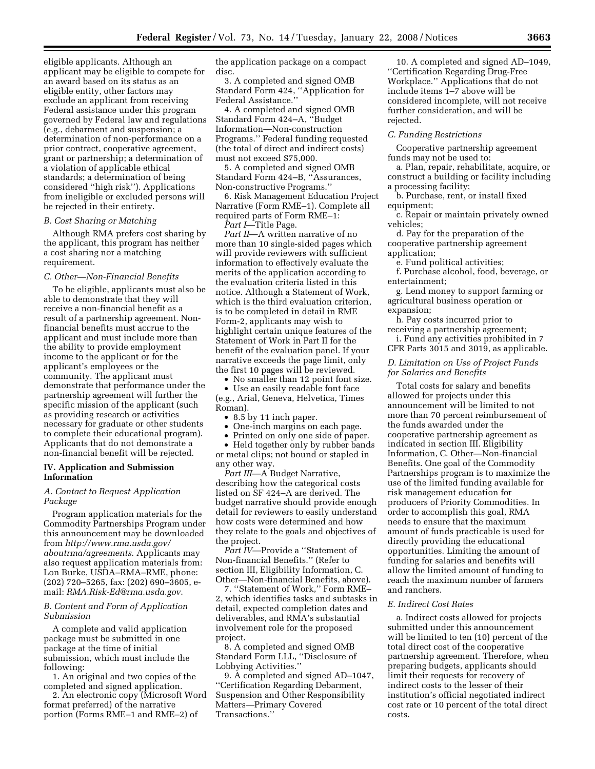eligible applicants. Although an applicant may be eligible to compete for an award based on its status as an eligible entity, other factors may exclude an applicant from receiving Federal assistance under this program governed by Federal law and regulations (e.g., debarment and suspension; a determination of non-performance on a prior contract, cooperative agreement, grant or partnership; a determination of a violation of applicable ethical standards; a determination of being considered ''high risk''). Applications from ineligible or excluded persons will be rejected in their entirety.

### *B. Cost Sharing or Matching*

Although RMA prefers cost sharing by the applicant, this program has neither a cost sharing nor a matching requirement.

### *C. Other—Non-Financial Benefits*

To be eligible, applicants must also be able to demonstrate that they will receive a non-financial benefit as a result of a partnership agreement. Non-financial benefits must accrue to the applicant and must include more than the ability to provide employment income to the applicant or for the applicant's employees or the community. The applicant must demonstrate that performance under the partnership agreement will further the specific mission of the applicant (such as providing research or activities necessary for graduate or other students to complete their educational program). Applicants that do not demonstrate a non-financial benefit will be rejected.

## IV. Application and Submission Information

### *A. Contact to Request Application Package*

Program application materials for the Commodity Partnerships Program under this announcement may be downloaded from *http://www.rma.usda.gov/aboutrma/agreements*. Applicants may also request application materials from: Lon Burke, USDA–RMA–RME, phone: (202) 720–5265, fax: (202) 690–3605, e-mail: *RMA.Risk-Ed@rma.usda.gov*.

### *B. Content and Form of Application Submission*

A complete and valid application package must be submitted in one package at the time of initial submission, which must include the following:

1. An original and two copies of the completed and signed application.
2. An electronic copy (Microsoft Word format preferred) of the narrative portion (Forms RME–1 and RME–2) of the application package on a compact disc.
3. A completed and signed OMB Standard Form 424, ''Application for Federal Assistance.''
4. A completed and signed OMB Standard Form 424–A, ''Budget Information—Non-construction Programs.'' Federal funding requested (the total of direct and indirect costs) must not exceed $75,000.
5. A completed and signed OMB Standard Form 424–B, ''Assurances, Non-constructive Programs.''
6. Risk Management Education Project Narrative (Form RME–1). Complete all required parts of Form RME–1:

*Part I*—Title Page.

*Part II*—A written narrative of no more than 10 single-sided pages which will provide reviewers with sufficient information to effectively evaluate the merits of the application according to the evaluation criteria listed in this notice. Although a Statement of Work, which is the third evaluation criterion, is to be completed in detail in RME Form-2, applicants may wish to highlight certain unique features of the Statement of Work in Part II for the benefit of the evaluation panel. If your narrative exceeds the page limit, only the first 10 pages will be reviewed.

- No smaller than 12 point font size.
- Use an easily readable font face (e.g., Arial, Geneva, Helvetica, Times Roman).
- 8.5 by 11 inch paper.
- One-inch margins on each page.
- Printed on only one side of paper.
- Held together only by rubber bands or metal clips; not bound or stapled in any other way.

*Part III*—A Budget Narrative, describing how the categorical costs listed on SF 424–A are derived. The budget narrative should provide enough detail for reviewers to easily understand how costs were determined and how they relate to the goals and objectives of the project.

*Part IV*—Provide a ''Statement of Non-financial Benefits.'' (Refer to section III, Eligibility Information, C. Other—Non-financial Benefits, above).

7. ''Statement of Work,'' Form RME–2, which identifies tasks and subtasks in detail, expected completion dates and deliverables, and RMA's substantial involvement role for the proposed project.
8. A completed and signed OMB Standard Form LLL, ''Disclosure of Lobbying Activities.''
9. A completed and signed AD–1047, ''Certification Regarding Debarment, Suspension and Other Responsibility Matters—Primary Covered Transactions.''
10. A completed and signed AD–1049, ''Certification Regarding Drug-Free Workplace.'' Applications that do not include items 1–7 above will be considered incomplete, will not receive further consideration, and will be rejected.

### *C. Funding Restrictions*

Cooperative partnership agreement funds may not be used to:

a. Plan, repair, rehabilitate, acquire, or construct a building or facility including a processing facility;

b. Purchase, rent, or install fixed equipment;

c. Repair or maintain privately owned vehicles;

d. Pay for the preparation of the cooperative partnership agreement application;

e. Fund political activities;

f. Purchase alcohol, food, beverage, or entertainment;

g. Lend money to support farming or agricultural business operation or expansion;

h. Pay costs incurred prior to receiving a partnership agreement;

i. Fund any activities prohibited in 7 CFR Parts 3015 and 3019, as applicable.

### *D. Limitation on Use of Project Funds for Salaries and Benefits*

Total costs for salary and benefits allowed for projects under this announcement will be limited to not more than 70 percent reimbursement of the funds awarded under the cooperative partnership agreement as indicated in section III. Eligibility Information, C. Other—Non-financial Benefits. One goal of the Commodity Partnerships program is to maximize the use of the limited funding available for risk management education for producers of Priority Commodities. In order to accomplish this goal, RMA needs to ensure that the maximum amount of funds practicable is used for directly providing the educational opportunities. Limiting the amount of funding for salaries and benefits will allow the limited amount of funding to reach the maximum number of farmers and ranchers.

### *E. Indirect Cost Rates*

a. Indirect costs allowed for projects submitted under this announcement will be limited to ten (10) percent of the total direct cost of the cooperative partnership agreement. Therefore, when preparing budgets, applicants should limit their requests for recovery of indirect costs to the lesser of their institution's official negotiated indirect cost rate or 10 percent of the total direct costs.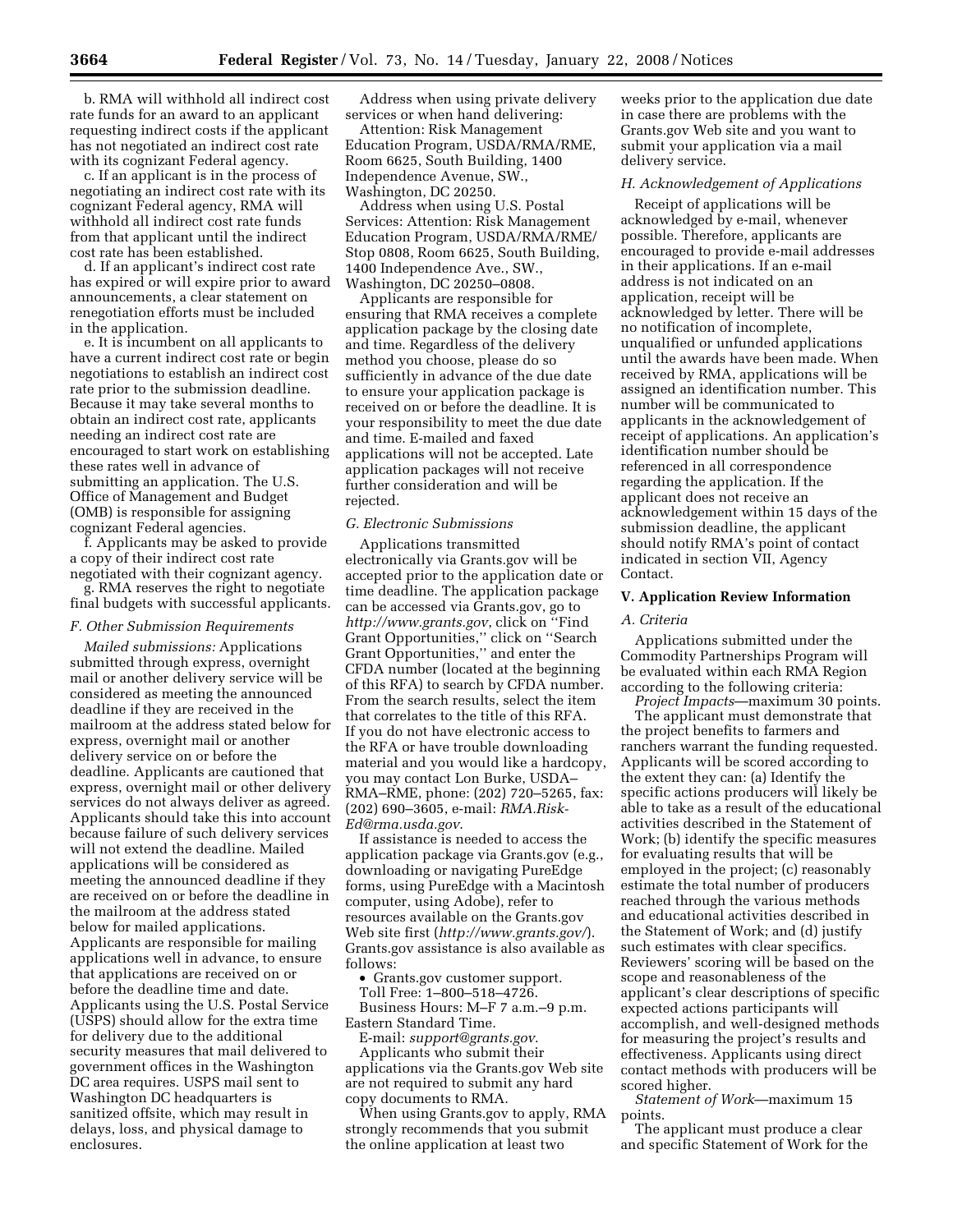b. RMA will withhold all indirect cost rate funds for an award to an applicant requesting indirect costs if the applicant has not negotiated an indirect cost rate with its cognizant Federal agency.

c. If an applicant is in the process of negotiating an indirect cost rate with its cognizant Federal agency, RMA will withhold all indirect cost rate funds from that applicant until the indirect cost rate has been established.

d. If an applicant's indirect cost rate has expired or will expire prior to award announcements, a clear statement on renegotiation efforts must be included in the application.

e. It is incumbent on all applicants to have a current indirect cost rate or begin negotiations to establish an indirect cost rate prior to the submission deadline. Because it may take several months to obtain an indirect cost rate, applicants needing an indirect cost rate are encouraged to start work on establishing these rates well in advance of submitting an application. The U.S. Office of Management and Budget (OMB) is responsible for assigning cognizant Federal agencies.

f. Applicants may be asked to provide a copy of their indirect cost rate negotiated with their cognizant agency.

g. RMA reserves the right to negotiate final budgets with successful applicants.

### F. Other Submission Requirements

*Mailed submissions:* Applications submitted through express, overnight mail or another delivery service will be considered as meeting the announced deadline if they are received in the mailroom at the address stated below for express, overnight mail or another delivery service on or before the deadline. Applicants are cautioned that express, overnight mail or other delivery services do not always deliver as agreed. Applicants should take this into account because failure of such delivery services will not extend the deadline. Mailed applications will be considered as meeting the announced deadline if they are received on or before the deadline in the mailroom at the address stated below for mailed applications. Applicants are responsible for mailing applications well in advance, to ensure that applications are received on or before the deadline time and date. Applicants using the U.S. Postal Service (USPS) should allow for the extra time for delivery due to the additional security measures that mail delivered to government offices in the Washington DC area requires. USPS mail sent to Washington DC headquarters is sanitized offsite, which may result in delays, loss, and physical damage to enclosures.

Address when using private delivery services or when hand delivering:

Attention: Risk Management Education Program, USDA/RMA/RME, Room 6625, South Building, 1400 Independence Avenue, SW., Washington, DC 20250.

Address when using U.S. Postal Services: Attention: Risk Management Education Program, USDA/RMA/RME/Stop 0808, Room 6625, South Building, 1400 Independence Ave., SW., Washington, DC 20250–0808.

Applicants are responsible for ensuring that RMA receives a complete application package by the closing date and time. Regardless of the delivery method you choose, please do so sufficiently in advance of the due date to ensure your application package is received on or before the deadline. It is your responsibility to meet the due date and time. E-mailed and faxed applications will not be accepted. Late application packages will not receive further consideration and will be rejected.

### G. Electronic Submissions

Applications transmitted electronically via Grants.gov will be accepted prior to the application date or time deadline. The application package can be accessed via Grants.gov, go to *http://www.grants.gov*, click on ''Find Grant Opportunities,'' click on ''Search Grant Opportunities,'' and enter the CFDA number (located at the beginning of this RFA) to search by CFDA number. From the search results, select the item that correlates to the title of this RFA. If you do not have electronic access to the RFA or have trouble downloading material and you would like a hardcopy, you may contact Lon Burke, USDA–RMA–RME, phone: (202) 720–5265, fax: (202) 690–3605, e-mail: *RMA.Risk-Ed@rma.usda.gov*.

If assistance is needed to access the application package via Grants.gov (e.g., downloading or navigating PureEdge forms, using PureEdge with a Macintosh computer, using Adobe), refer to resources available on the Grants.gov Web site first (*http://www.grants.gov/*). Grants.gov assistance is also available as follows:

- Grants.gov customer support.

Toll Free: 1–800–518–4726.

Business Hours: M–F 7 a.m.–9 p.m. Eastern Standard Time.

E-mail: *support@grants.gov*.

Applicants who submit their applications via the Grants.gov Web site are not required to submit any hard copy documents to RMA.

When using Grants.gov to apply, RMA strongly recommends that you submit the online application at least two weeks prior to the application due date in case there are problems with the Grants.gov Web site and you want to submit your application via a mail delivery service.

### H. Acknowledgement of Applications

Receipt of applications will be acknowledged by e-mail, whenever possible. Therefore, applicants are encouraged to provide e-mail addresses in their applications. If an e-mail address is not indicated on an application, receipt will be acknowledged by letter. There will be no notification of incomplete, unqualified or unfunded applications until the awards have been made. When received by RMA, applications will be assigned an identification number. This number will be communicated to applicants in the acknowledgement of receipt of applications. An application's identification number should be referenced in all correspondence regarding the application. If the applicant does not receive an acknowledgement within 15 days of the submission deadline, the applicant should notify RMA's point of contact indicated in section VII, Agency Contact.

## V. Application Review Information

### A. Criteria

Applications submitted under the Commodity Partnerships Program will be evaluated within each RMA Region according to the following criteria:

*Project Impacts*—maximum 30 points.

The applicant must demonstrate that the project benefits to farmers and ranchers warrant the funding requested. Applicants will be scored according to the extent they can: (a) Identify the specific actions producers will likely be able to take as a result of the educational activities described in the Statement of Work; (b) identify the specific measures for evaluating results that will be employed in the project; (c) reasonably estimate the total number of producers reached through the various methods and educational activities described in the Statement of Work; and (d) justify such estimates with clear specifics. Reviewers' scoring will be based on the scope and reasonableness of the applicant's clear descriptions of specific expected actions participants will accomplish, and well-designed methods for measuring the project's results and effectiveness. Applicants using direct contact methods with producers will be scored higher.

*Statement of Work*—maximum 15 points.

The applicant must produce a clear and specific Statement of Work for the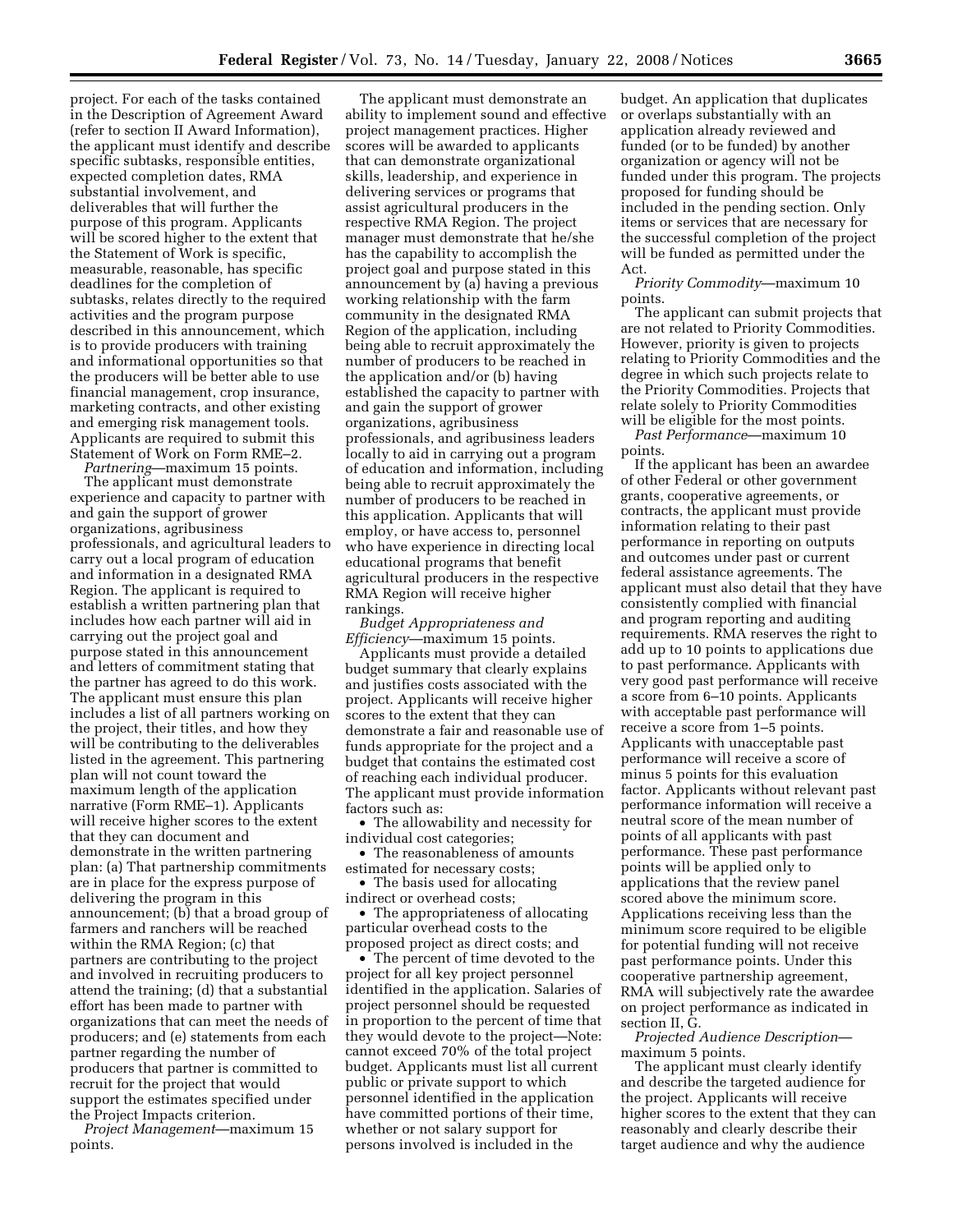project. For each of the tasks contained in the Description of Agreement Award (refer to section II Award Information), the applicant must identify and describe specific subtasks, responsible entities, expected completion dates, RMA substantial involvement, and deliverables that will further the purpose of this program. Applicants will be scored higher to the extent that the Statement of Work is specific, measurable, reasonable, has specific deadlines for the completion of subtasks, relates directly to the required activities and the program purpose described in this announcement, which is to provide producers with training and informational opportunities so that the producers will be better able to use financial management, crop insurance, marketing contracts, and other existing and emerging risk management tools. Applicants are required to submit this Statement of Work on Form RME–2.

*Partnering*—maximum 15 points.

The applicant must demonstrate experience and capacity to partner with and gain the support of grower organizations, agribusiness professionals, and agricultural leaders to carry out a local program of education and information in a designated RMA Region. The applicant is required to establish a written partnering plan that includes how each partner will aid in carrying out the project goal and purpose stated in this announcement and letters of commitment stating that the partner has agreed to do this work. The applicant must ensure this plan includes a list of all partners working on the project, their titles, and how they will be contributing to the deliverables listed in the agreement. This partnering plan will not count toward the maximum length of the application narrative (Form RME–1). Applicants will receive higher scores to the extent that they can document and demonstrate in the written partnering plan: (a) That partnership commitments are in place for the express purpose of delivering the program in this announcement; (b) that a broad group of farmers and ranchers will be reached within the RMA Region; (c) that partners are contributing to the project and involved in recruiting producers to attend the training; (d) that a substantial effort has been made to partner with organizations that can meet the needs of producers; and (e) statements from each partner regarding the number of producers that partner is committed to recruit for the project that would support the estimates specified under the Project Impacts criterion.

*Project Management*—maximum 15 points.

The applicant must demonstrate an ability to implement sound and effective project management practices. Higher scores will be awarded to applicants that can demonstrate organizational skills, leadership, and experience in delivering services or programs that assist agricultural producers in the respective RMA Region. The project manager must demonstrate that he/she has the capability to accomplish the project goal and purpose stated in this announcement by (a) having a previous working relationship with the farm community in the designated RMA Region of the application, including being able to recruit approximately the number of producers to be reached in the application and/or (b) having established the capacity to partner with and gain the support of grower organizations, agribusiness professionals, and agribusiness leaders locally to aid in carrying out a program of education and information, including being able to recruit approximately the number of producers to be reached in this application. Applicants that will employ, or have access to, personnel who have experience in directing local educational programs that benefit agricultural producers in the respective RMA Region will receive higher rankings.

*Budget Appropriateness and Efficiency*—maximum 15 points.

Applicants must provide a detailed budget summary that clearly explains and justifies costs associated with the project. Applicants will receive higher scores to the extent that they can demonstrate a fair and reasonable use of funds appropriate for the project and a budget that contains the estimated cost of reaching each individual producer. The applicant must provide information factors such as:

- The allowability and necessity for individual cost categories;
- The reasonableness of amounts estimated for necessary costs;
- The basis used for allocating indirect or overhead costs;
- The appropriateness of allocating particular overhead costs to the proposed project as direct costs; and
- The percent of time devoted to the project for all key project personnel identified in the application. Salaries of project personnel should be requested in proportion to the percent of time that they would devote to the project—Note: cannot exceed 70% of the total project budget. Applicants must list all current public or private support to which personnel identified in the application have committed portions of their time, whether or not salary support for persons involved is included in the budget. An application that duplicates or overlaps substantially with an application already reviewed and funded (or to be funded) by another organization or agency will not be funded under this program. The projects proposed for funding should be included in the pending section. Only items or services that are necessary for the successful completion of the project will be funded as permitted under the Act.

*Priority Commodity*—maximum 10 points.

The applicant can submit projects that are not related to Priority Commodities. However, priority is given to projects relating to Priority Commodities and the degree in which such projects relate to the Priority Commodities. Projects that relate solely to Priority Commodities will be eligible for the most points.

*Past Performance*—maximum 10 points.

If the applicant has been an awardee of other Federal or other government grants, cooperative agreements, or contracts, the applicant must provide information relating to their past performance in reporting on outputs and outcomes under past or current federal assistance agreements. The applicant must also detail that they have consistently complied with financial and program reporting and auditing requirements. RMA reserves the right to add up to 10 points to applications due to past performance. Applicants with very good past performance will receive a score from 6–10 points. Applicants with acceptable past performance will receive a score from 1–5 points. Applicants with unacceptable past performance will receive a score of minus 5 points for this evaluation factor. Applicants without relevant past performance information will receive a neutral score of the mean number of points of all applicants with past performance. These past performance points will be applied only to applications that the review panel scored above the minimum score. Applications receiving less than the minimum score required to be eligible for potential funding will not receive past performance points. Under this cooperative partnership agreement, RMA will subjectively rate the awardee on project performance as indicated in section II, G.

*Projected Audience Description*—maximum 5 points.

The applicant must clearly identify and describe the targeted audience for the project. Applicants will receive higher scores to the extent that they can reasonably and clearly describe their target audience and why the audience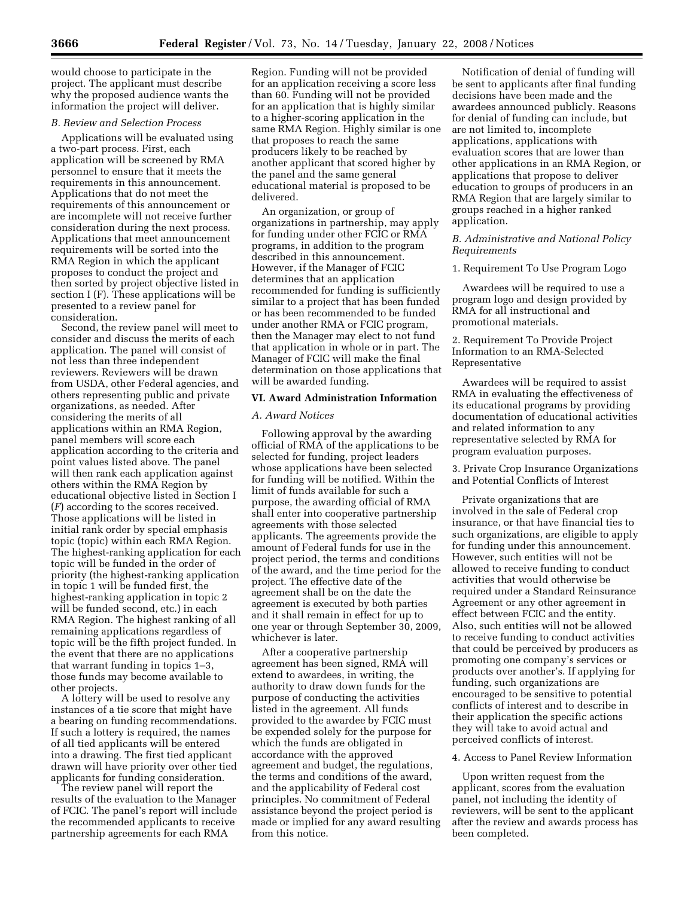would choose to participate in the project. The applicant must describe why the proposed audience wants the information the project will deliver.

### B. Review and Selection Process

Applications will be evaluated using a two-part process. First, each application will be screened by RMA personnel to ensure that it meets the requirements in this announcement. Applications that do not meet the requirements of this announcement or are incomplete will not receive further consideration during the next process. Applications that meet announcement requirements will be sorted into the RMA Region in which the applicant proposes to conduct the project and then sorted by project objective listed in section I (F). These applications will be presented to a review panel for consideration.

Second, the review panel will meet to consider and discuss the merits of each application. The panel will consist of not less than three independent reviewers. Reviewers will be drawn from USDA, other Federal agencies, and others representing public and private organizations, as needed. After considering the merits of all applications within an RMA Region, panel members will score each application according to the criteria and point values listed above. The panel will then rank each application against others within the RMA Region by educational objective listed in Section I (*F*) according to the scores received. Those applications will be listed in initial rank order by special emphasis topic (topic) within each RMA Region. The highest-ranking application for each topic will be funded in the order of priority (the highest-ranking application in topic 1 will be funded first, the highest-ranking application in topic 2 will be funded second, etc.) in each RMA Region. The highest ranking of all remaining applications regardless of topic will be the fifth project funded. In the event that there are no applications that warrant funding in topics 1–3, those funds may become available to other projects.

A lottery will be used to resolve any instances of a tie score that might have a bearing on funding recommendations. If such a lottery is required, the names of all tied applicants will be entered into a drawing. The first tied applicant drawn will have priority over other tied applicants for funding consideration.

The review panel will report the results of the evaluation to the Manager of FCIC. The panel's report will include the recommended applicants to receive partnership agreements for each RMA Region. Funding will not be provided for an application receiving a score less than 60. Funding will not be provided for an application that is highly similar to a higher-scoring application in the same RMA Region. Highly similar is one that proposes to reach the same producers likely to be reached by another applicant that scored higher by the panel and the same general educational material is proposed to be delivered.

An organization, or group of organizations in partnership, may apply for funding under other FCIC or RMA programs, in addition to the program described in this announcement. However, if the Manager of FCIC determines that an application recommended for funding is sufficiently similar to a project that has been funded or has been recommended to be funded under another RMA or FCIC program, then the Manager may elect to not fund that application in whole or in part. The Manager of FCIC will make the final determination on those applications that will be awarded funding.

## VI. Award Administration Information

### A. Award Notices

Following approval by the awarding official of RMA of the applications to be selected for funding, project leaders whose applications have been selected for funding will be notified. Within the limit of funds available for such a purpose, the awarding official of RMA shall enter into cooperative partnership agreements with those selected applicants. The agreements provide the amount of Federal funds for use in the project period, the terms and conditions of the award, and the time period for the project. The effective date of the agreement shall be on the date the agreement is executed by both parties and it shall remain in effect for up to one year or through September 30, 2009, whichever is later.

After a cooperative partnership agreement has been signed, RMA will extend to awardees, in writing, the authority to draw down funds for the purpose of conducting the activities listed in the agreement. All funds provided to the awardee by FCIC must be expended solely for the purpose for which the funds are obligated in accordance with the approved agreement and budget, the regulations, the terms and conditions of the award, and the applicability of Federal cost principles. No commitment of Federal assistance beyond the project period is made or implied for any award resulting from this notice.

Notification of denial of funding will be sent to applicants after final funding decisions have been made and the awardees announced publicly. Reasons for denial of funding can include, but are not limited to, incomplete applications, applications with evaluation scores that are lower than other applications in an RMA Region, or applications that propose to deliver education to groups of producers in an RMA Region that are largely similar to groups reached in a higher ranked application.

### B. Administrative and National Policy Requirements

1. Requirement To Use Program Logo

Awardees will be required to use a program logo and design provided by RMA for all instructional and promotional materials.

2. Requirement To Provide Project Information to an RMA-Selected Representative

Awardees will be required to assist RMA in evaluating the effectiveness of its educational programs by providing documentation of educational activities and related information to any representative selected by RMA for program evaluation purposes.

3. Private Crop Insurance Organizations and Potential Conflicts of Interest

Private organizations that are involved in the sale of Federal crop insurance, or that have financial ties to such organizations, are eligible to apply for funding under this announcement. However, such entities will not be allowed to receive funding to conduct activities that would otherwise be required under a Standard Reinsurance Agreement or any other agreement in effect between FCIC and the entity. Also, such entities will not be allowed to receive funding to conduct activities that could be perceived by producers as promoting one company's services or products over another's. If applying for funding, such organizations are encouraged to be sensitive to potential conflicts of interest and to describe in their application the specific actions they will take to avoid actual and perceived conflicts of interest.

4. Access to Panel Review Information

Upon written request from the applicant, scores from the evaluation panel, not including the identity of reviewers, will be sent to the applicant after the review and awards process has been completed.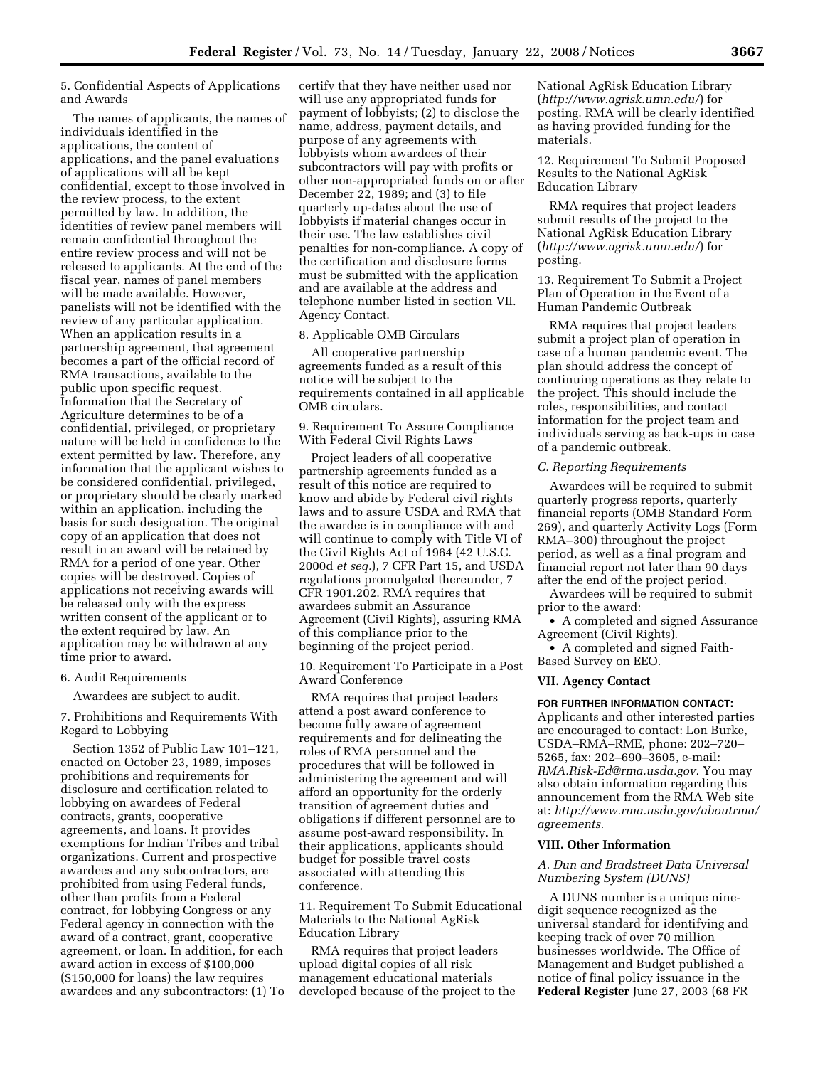5. Confidential Aspects of Applications and Awards

The names of applicants, the names of individuals identified in the applications, the content of applications, and the panel evaluations of applications will all be kept confidential, except to those involved in the review process, to the extent permitted by law. In addition, the identities of review panel members will remain confidential throughout the entire review process and will not be released to applicants. At the end of the fiscal year, names of panel members will be made available. However, panelists will not be identified with the review of any particular application. When an application results in a partnership agreement, that agreement becomes a part of the official record of RMA transactions, available to the public upon specific request. Information that the Secretary of Agriculture determines to be of a confidential, privileged, or proprietary nature will be held in confidence to the extent permitted by law. Therefore, any information that the applicant wishes to be considered confidential, privileged, or proprietary should be clearly marked within an application, including the basis for such designation. The original copy of an application that does not result in an award will be retained by RMA for a period of one year. Other copies will be destroyed. Copies of applications not receiving awards will be released only with the express written consent of the applicant or to the extent required by law. An application may be withdrawn at any time prior to award.

6. Audit Requirements

Awardees are subject to audit.

7. Prohibitions and Requirements With Regard to Lobbying

Section 1352 of Public Law 101–121, enacted on October 23, 1989, imposes prohibitions and requirements for disclosure and certification related to lobbying on awardees of Federal contracts, grants, cooperative agreements, and loans. It provides exemptions for Indian Tribes and tribal organizations. Current and prospective awardees and any subcontractors, are prohibited from using Federal funds, other than profits from a Federal contract, for lobbying Congress or any Federal agency in connection with the award of a contract, grant, cooperative agreement, or loan. In addition, for each award action in excess of $100,000 ($150,000 for loans) the law requires awardees and any subcontractors: (1) To certify that they have neither used nor will use any appropriated funds for payment of lobbyists; (2) to disclose the name, address, payment details, and purpose of any agreements with lobbyists whom awardees of their subcontractors will pay with profits or other non-appropriated funds on or after December 22, 1989; and (3) to file quarterly up-dates about the use of lobbyists if material changes occur in their use. The law establishes civil penalties for non-compliance. A copy of the certification and disclosure forms must be submitted with the application and are available at the address and telephone number listed in section VII. Agency Contact.

8. Applicable OMB Circulars

All cooperative partnership agreements funded as a result of this notice will be subject to the requirements contained in all applicable OMB circulars.

9. Requirement To Assure Compliance With Federal Civil Rights Laws

Project leaders of all cooperative partnership agreements funded as a result of this notice are required to know and abide by Federal civil rights laws and to assure USDA and RMA that the awardee is in compliance with and will continue to comply with Title VI of the Civil Rights Act of 1964 (42 U.S.C. 2000d *et seq.*), 7 CFR Part 15, and USDA regulations promulgated thereunder, 7 CFR 1901.202. RMA requires that awardees submit an Assurance Agreement (Civil Rights), assuring RMA of this compliance prior to the beginning of the project period.

10. Requirement To Participate in a Post Award Conference

RMA requires that project leaders attend a post award conference to become fully aware of agreement requirements and for delineating the roles of RMA personnel and the procedures that will be followed in administering the agreement and will afford an opportunity for the orderly transition of agreement duties and obligations if different personnel are to assume post-award responsibility. In their applications, applicants should budget for possible travel costs associated with attending this conference.

11. Requirement To Submit Educational Materials to the National AgRisk Education Library

RMA requires that project leaders upload digital copies of all risk management educational materials developed because of the project to the National AgRisk Education Library (*http://www.agrisk.umn.edu/*) for posting. RMA will be clearly identified as having provided funding for the materials.

12. Requirement To Submit Proposed Results to the National AgRisk Education Library

RMA requires that project leaders submit results of the project to the National AgRisk Education Library (*http://www.agrisk.umn.edu/*) for posting.

13. Requirement To Submit a Project Plan of Operation in the Event of a Human Pandemic Outbreak

RMA requires that project leaders submit a project plan of operation in case of a human pandemic event. The plan should address the concept of continuing operations as they relate to the project. This should include the roles, responsibilities, and contact information for the project team and individuals serving as back-ups in case of a pandemic outbreak.

*C. Reporting Requirements*

Awardees will be required to submit quarterly progress reports, quarterly financial reports (OMB Standard Form 269), and quarterly Activity Logs (Form RMA–300) throughout the project period, as well as a final program and financial report not later than 90 days after the end of the project period.

Awardees will be required to submit prior to the award:

- A completed and signed Assurance Agreement (Civil Rights).
- A completed and signed Faith-Based Survey on EEO.

## VII. Agency Contact

**FOR FURTHER INFORMATION CONTACT:** Applicants and other interested parties are encouraged to contact: Lon Burke, USDA–RMA–RME, phone: 202–720–5265, fax: 202–690–3605, e-mail: *RMA.Risk-Ed@rma.usda.gov.* You may also obtain information regarding this announcement from the RMA Web site at: *http://www.rma.usda.gov/aboutrma/agreements.*

## VIII. Other Information

*A. Dun and Bradstreet Data Universal Numbering System (DUNS)*

A DUNS number is a unique nine-digit sequence recognized as the universal standard for identifying and keeping track of over 70 million businesses worldwide. The Office of Management and Budget published a notice of final policy issuance in the **Federal Register** June 27, 2003 (68 FR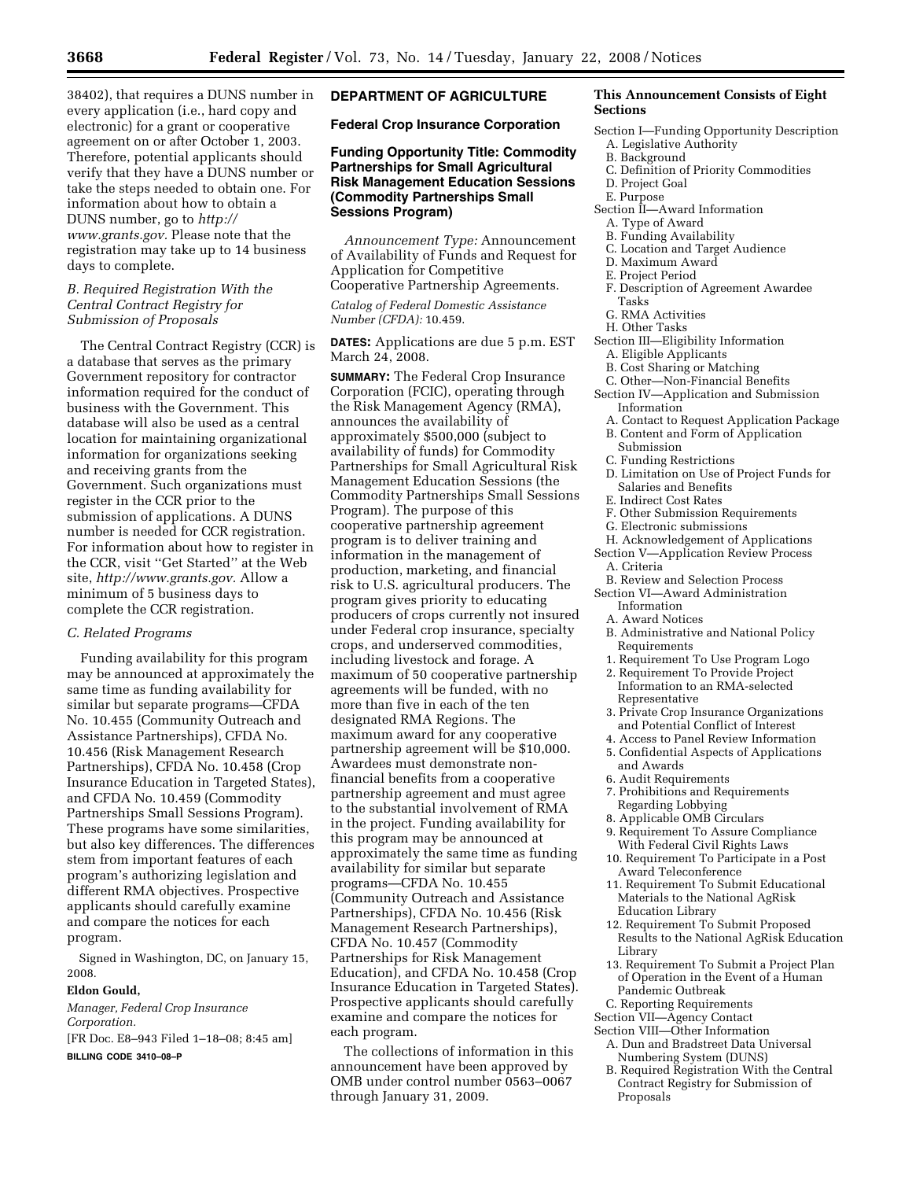38402), that requires a DUNS number in every application (i.e., hard copy and electronic) for a grant or cooperative agreement on or after October 1, 2003. Therefore, potential applicants should verify that they have a DUNS number or take the steps needed to obtain one. For information about how to obtain a DUNS number, go to *http://www.grants.gov.* Please note that the registration may take up to 14 business days to complete.

### *B. Required Registration With the Central Contract Registry for Submission of Proposals*

The Central Contract Registry (CCR) is a database that serves as the primary Government repository for contractor information required for the conduct of business with the Government. This database will also be used as a central location for maintaining organizational information for organizations seeking and receiving grants from the Government. Such organizations must register in the CCR prior to the submission of applications. A DUNS number is needed for CCR registration. For information about how to register in the CCR, visit ''Get Started'' at the Web site, *http://www.grants.gov.* Allow a minimum of 5 business days to complete the CCR registration.

### *C. Related Programs*

Funding availability for this program may be announced at approximately the same time as funding availability for similar but separate programs—CFDA No. 10.455 (Community Outreach and Assistance Partnerships), CFDA No. 10.456 (Risk Management Research Partnerships), CFDA No. 10.458 (Crop Insurance Education in Targeted States), and CFDA No. 10.459 (Commodity Partnerships Small Sessions Program). These programs have some similarities, but also key differences. The differences stem from important features of each program's authorizing legislation and different RMA objectives. Prospective applicants should carefully examine and compare the notices for each program.

Signed in Washington, DC, on January 15, 2008.

**Eldon Gould,**

*Manager, Federal Crop Insurance Corporation.*

[FR Doc. E8–943 Filed 1–18–08; 8:45 am]

**BILLING CODE 3410–08–P**

## DEPARTMENT OF AGRICULTURE

### Federal Crop Insurance Corporation

### Funding Opportunity Title: Commodity Partnerships for Small Agricultural Risk Management Education Sessions (Commodity Partnerships Small Sessions Program)

*Announcement Type:* Announcement of Availability of Funds and Request for Application for Competitive Cooperative Partnership Agreements.

*Catalog of Federal Domestic Assistance Number (CFDA):* 10.459.

**DATES:** Applications are due 5 p.m. EST March 24, 2008.

**SUMMARY:** The Federal Crop Insurance Corporation (FCIC), operating through the Risk Management Agency (RMA), announces the availability of approximately $500,000 (subject to availability of funds) for Commodity Partnerships for Small Agricultural Risk Management Education Sessions (the Commodity Partnerships Small Sessions Program). The purpose of this cooperative partnership agreement program is to deliver training and information in the management of production, marketing, and financial risk to U.S. agricultural producers. The program gives priority to educating producers of crops currently not insured under Federal crop insurance, specialty crops, and underserved commodities, including livestock and forage. A maximum of 50 cooperative partnership agreements will be funded, with no more than five in each of the ten designated RMA Regions. The maximum award for any cooperative partnership agreement will be $10,000. Awardees must demonstrate non-financial benefits from a cooperative partnership agreement and must agree to the substantial involvement of RMA in the project. Funding availability for this program may be announced at approximately the same time as funding availability for similar but separate programs—CFDA No. 10.455 (Community Outreach and Assistance Partnerships), CFDA No. 10.456 (Risk Management Research Partnerships), CFDA No. 10.457 (Commodity Partnerships for Risk Management Education), and CFDA No. 10.458 (Crop Insurance Education in Targeted States). Prospective applicants should carefully examine and compare the notices for each program.

The collections of information in this announcement have been approved by OMB under control number 0563–0067 through January 31, 2009.

### This Announcement Consists of Eight Sections

- Section I—Funding Opportunity Description
  - A. Legislative Authority
  - B. Background
  - C. Definition of Priority Commodities
  - D. Project Goal
  - E. Purpose
- Section II—Award Information
  - A. Type of Award
  - B. Funding Availability
  - C. Location and Target Audience
  - D. Maximum Award
  - E. Project Period
  - F. Description of Agreement Awardee Tasks
  - G. RMA Activities
  - H. Other Tasks
- Section III—Eligibility Information
  - A. Eligible Applicants
  - B. Cost Sharing or Matching
  - C. Other—Non-Financial Benefits
- Section IV—Application and Submission Information
  - A. Contact to Request Application Package
  - B. Content and Form of Application Submission
  - C. Funding Restrictions
  - D. Limitation on Use of Project Funds for Salaries and Benefits
  - E. Indirect Cost Rates
  - F. Other Submission Requirements
  - G. Electronic submissions
  - H. Acknowledgement of Applications
- Section V—Application Review Process
  - A. Criteria
  - B. Review and Selection Process
- Section VI—Award Administration Information
  - A. Award Notices
  - B. Administrative and National Policy Requirements
  - 1. Requirement To Use Program Logo
  - 2. Requirement To Provide Project Information to an RMA-selected Representative
  - 3. Private Crop Insurance Organizations and Potential Conflict of Interest
  - 4. Access to Panel Review Information
  - 5. Confidential Aspects of Applications and Awards
  - 6. Audit Requirements
  - 7. Prohibitions and Requirements Regarding Lobbying
  - 8. Applicable OMB Circulars
  - 9. Requirement To Assure Compliance With Federal Civil Rights Laws
  - 10. Requirement To Participate in a Post Award Teleconference
  - 11. Requirement To Submit Educational Materials to the National AgRisk Education Library
  - 12. Requirement To Submit Proposed Results to the National AgRisk Education Library
  - 13. Requirement To Submit a Project Plan of Operation in the Event of a Human Pandemic Outbreak
  - C. Reporting Requirements
- Section VII—Agency Contact
- Section VIII—Other Information
  - A. Dun and Bradstreet Data Universal Numbering System (DUNS)
  - B. Required Registration With the Central Contract Registry for Submission of Proposals